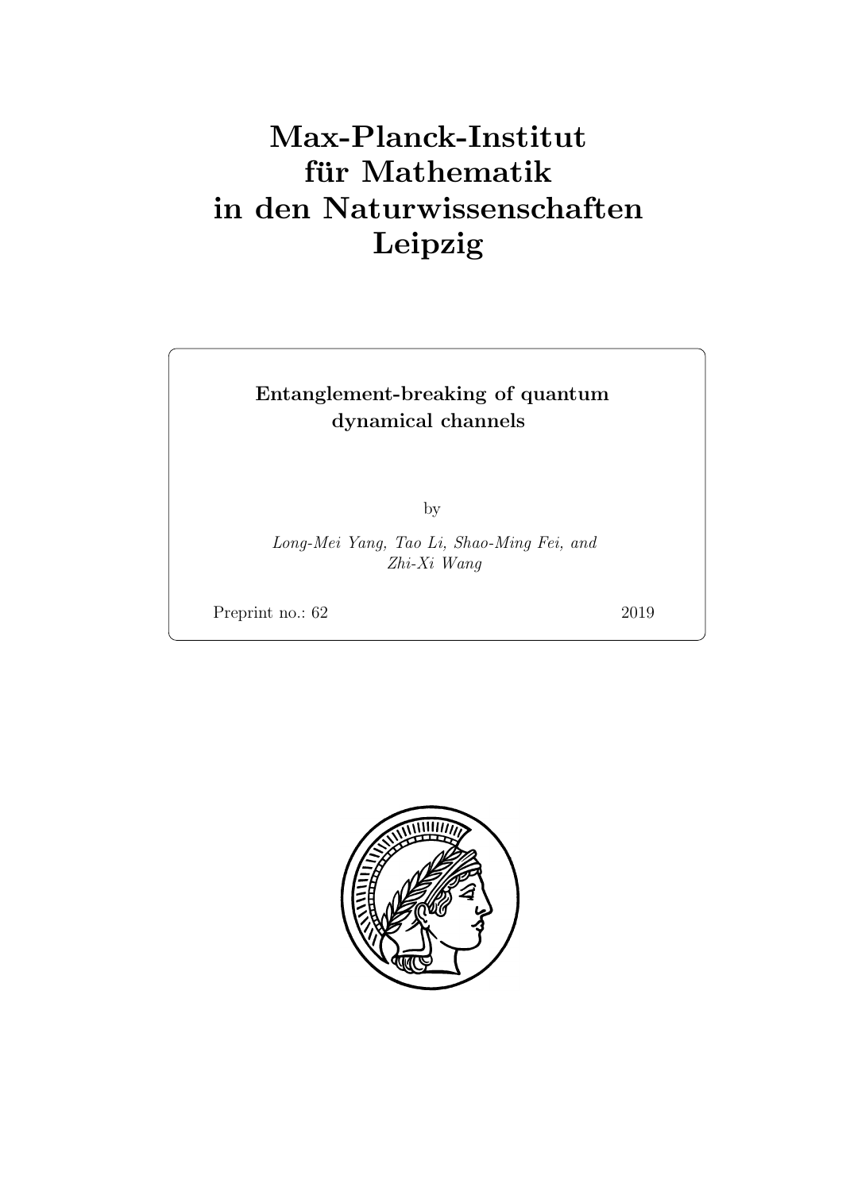# Max-Planck-Institut für Mathematik in den Naturwissenschaften Leipzig

**Entanglement-breaking of quantum dynamical channels**

by

*Long-Mei Yang, Tao Li, Shao-Ming Fei, and Zhi-Xi Wang*

Preprint no.: 62 2019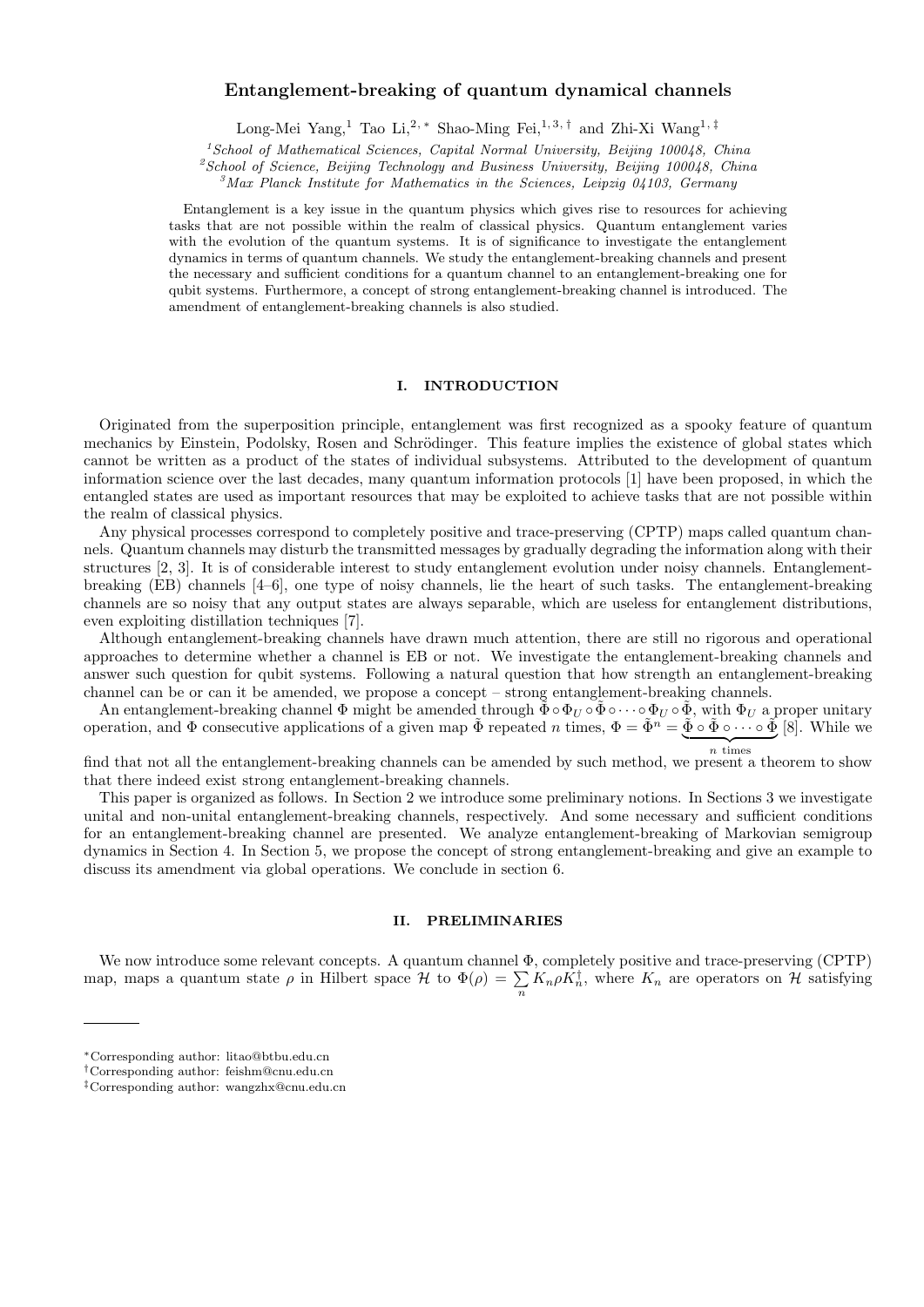# Entanglement-breaking of quantum dynamical channels

Long-Mei Yang,[1] Tao Li,[2,*] Shao-Ming Fei,[1,3,†] and Zhi-Xi Wang[1,‡]

[1]*School of Mathematical Sciences, Capital Normal University, Beijing 100048, China*
[2]*School of Science, Beijing Technology and Business University, Beijing 100048, China*
[3]*Max Planck Institute for Mathematics in the Sciences, Leipzig 04103, Germany*

Entanglement is a key issue in the quantum physics which gives rise to resources for achieving tasks that are not possible within the realm of classical physics. Quantum entanglement varies with the evolution of the quantum systems. It is of significance to investigate the entanglement dynamics in terms of quantum channels. We study the entanglement-breaking channels and present the necessary and sufficient conditions for a quantum channel to an entanglement-breaking one for qubit systems. Furthermore, a concept of strong entanglement-breaking channel is introduced. The amendment of entanglement-breaking channels is also studied.

## I. INTRODUCTION

Originated from the superposition principle, entanglement was first recognized as a spooky feature of quantum mechanics by Einstein, Podolsky, Rosen and Schrödinger. This feature implies the existence of global states which cannot be written as a product of the states of individual subsystems. Attributed to the development of quantum information science over the last decades, many quantum information protocols [1] have been proposed, in which the entangled states are used as important resources that may be exploited to achieve tasks that are not possible within the realm of classical physics.

Any physical processes correspond to completely positive and trace-preserving (CPTP) maps called quantum channels. Quantum channels may disturb the transmitted messages by gradually degrading the information along with their structures [2, 3]. It is of considerable interest to study entanglement evolution under noisy channels. Entanglement-breaking (EB) channels [4–6], one type of noisy channels, lie the heart of such tasks. The entanglement-breaking channels are so noisy that any output states are always separable, which are useless for entanglement distributions, even exploiting distillation techniques [7].

Although entanglement-breaking channels have drawn much attention, there are still no rigorous and operational approaches to determine whether a channel is EB or not. We investigate the entanglement-breaking channels and answer such question for qubit systems. Following a natural question that how strength an entanglement-breaking channel can be or can it be amended, we propose a concept – strong entanglement-breaking channels.

An entanglement-breaking channel $\Phi$ might be amended through $\tilde{\Phi}\circ\Phi_U\circ\tilde{\Phi}\circ\cdots\circ\Phi_U\circ\tilde{\Phi}$, with $\Phi_U$ a proper unitary operation, and $\Phi$ consecutive applications of a given map $\tilde{\Phi}$ repeated $n$ times, $\Phi=\tilde{\Phi}^n=\underbrace{\tilde{\Phi}\circ\tilde{\Phi}\circ\cdots\circ\tilde{\Phi}}_{n\ \text{times}}$ [8]. While we find that not all the entanglement-breaking channels can be amended by such method, we present a theorem to show that there indeed exist strong entanglement-breaking channels.

This paper is organized as follows. In Section 2 we introduce some preliminary notions. In Sections 3 we investigate unital and non-unital entanglement-breaking channels, respectively. And some necessary and sufficient conditions for an entanglement-breaking channel are presented. We analyze entanglement-breaking of Markovian semigroup dynamics in Section 4. In Section 5, we propose the concept of strong entanglement-breaking and give an example to discuss its amendment via global operations. We conclude in section 6.

## II. PRELIMINARIES

We now introduce some relevant concepts. A quantum channel $\Phi$, completely positive and trace-preserving (CPTP) map, maps a quantum state $\rho$ in Hilbert space $\mathcal{H}$ to $\Phi(\rho)=\sum_n K_n\rho K_n^\dagger$, where $K_n$ are operators on $\mathcal{H}$ satisfying

---

*Corresponding author: litao@btbu.edu.cn
†Corresponding author: feishm@cnu.edu.cn
‡Corresponding author: wangzhx@cnu.edu.cn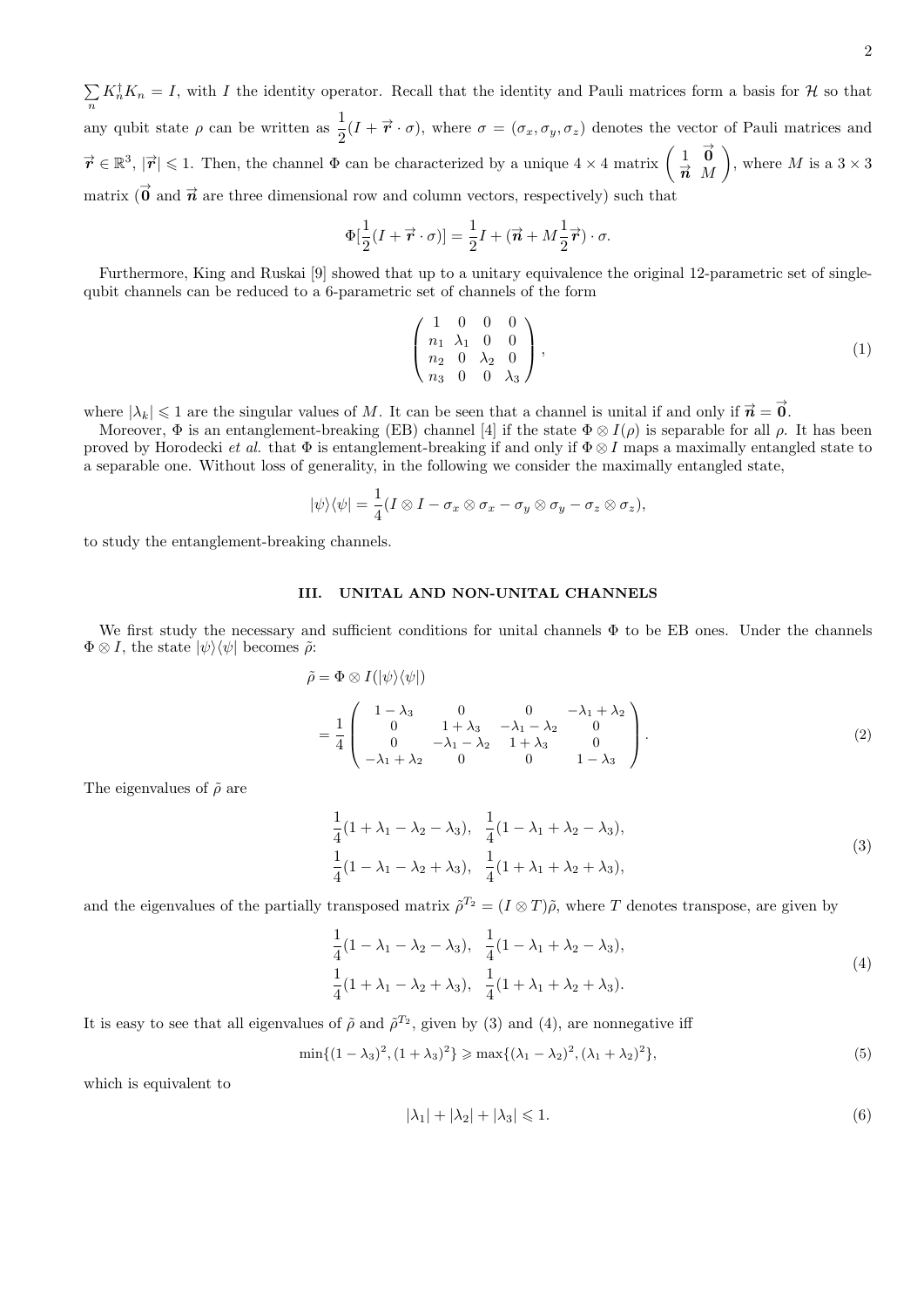$\sum_n K_n^\dagger K_n = I$, with $I$ the identity operator. Recall that the identity and Pauli matrices form a basis for $\mathcal{H}$ so that any qubit state $\rho$ can be written as $\frac{1}{2}(I + \vec{\boldsymbol{r}} \cdot \sigma)$, where $\sigma = (\sigma_x, \sigma_y, \sigma_z)$ denotes the vector of Pauli matrices and $\vec{\boldsymbol{r}} \in \mathbb{R}^3$, $|\vec{\boldsymbol{r}}| \leqslant 1$. Then, the channel $\Phi$ can be characterized by a unique $4 \times 4$ matrix $\begin{pmatrix} 1 & \vec{\boldsymbol{0}} \\ \vec{\boldsymbol{n}} & M \end{pmatrix}$, where $M$ is a $3 \times 3$ matrix ($\vec{\boldsymbol{0}}$ and $\vec{\boldsymbol{n}}$ are three dimensional row and column vectors, respectively) such that

$$\Phi[\frac{1}{2}(I + \vec{\boldsymbol{r}} \cdot \sigma)] = \frac{1}{2}I + (\vec{\boldsymbol{n}} + M\frac{1}{2}\vec{\boldsymbol{r}}) \cdot \sigma.$$

Furthermore, King and Ruskai [9] showed that up to a unitary equivalence the original 12-parametric set of single-qubit channels can be reduced to a 6-parametric set of channels of the form

$$\begin{pmatrix} 1 & 0 & 0 & 0 \\ n_1 & \lambda_1 & 0 & 0 \\ n_2 & 0 & \lambda_2 & 0 \\ n_3 & 0 & 0 & \lambda_3 \end{pmatrix}, \tag{1}$$

where $|\lambda_k| \leqslant 1$ are the singular values of $M$. It can be seen that a channel is unital if and only if $\vec{\boldsymbol{n}} = \vec{\boldsymbol{0}}$.

Moreover, $\Phi$ is an entanglement-breaking (EB) channel [4] if the state $\Phi \otimes I(\rho)$ is separable for all $\rho$. It has been proved by Horodecki *et al.* that $\Phi$ is entanglement-breaking if and only if $\Phi \otimes I$ maps a maximally entangled state to a separable one. Without loss of generality, in the following we consider the maximally entangled state,

$$|\psi\rangle\langle\psi| = \frac{1}{4}(I \otimes I - \sigma_x \otimes \sigma_x - \sigma_y \otimes \sigma_y - \sigma_z \otimes \sigma_z),$$

to study the entanglement-breaking channels.

## III. UNITAL AND NON-UNITAL CHANNELS

We first study the necessary and sufficient conditions for unital channels $\Phi$ to be EB ones. Under the channels $\Phi \otimes I$, the state $|\psi\rangle\langle\psi|$ becomes $\tilde{\rho}$:

$$\begin{aligned} \tilde{\rho} &= \Phi \otimes I(|\psi\rangle\langle\psi|) \\ &= \frac{1}{4}\begin{pmatrix} 1-\lambda_3 & 0 & 0 & -\lambda_1+\lambda_2 \\ 0 & 1+\lambda_3 & -\lambda_1-\lambda_2 & 0 \\ 0 & -\lambda_1-\lambda_2 & 1+\lambda_3 & 0 \\ -\lambda_1+\lambda_2 & 0 & 0 & 1-\lambda_3 \end{pmatrix}. \end{aligned} \tag{2}$$

The eigenvalues of $\tilde{\rho}$ are

$$\begin{aligned} &\frac{1}{4}(1+\lambda_1-\lambda_2-\lambda_3), \quad \frac{1}{4}(1-\lambda_1+\lambda_2-\lambda_3), \\ &\frac{1}{4}(1-\lambda_1-\lambda_2+\lambda_3), \quad \frac{1}{4}(1+\lambda_1+\lambda_2+\lambda_3), \end{aligned} \tag{3}$$

and the eigenvalues of the partially transposed matrix $\tilde{\rho}^{T_2} = (I \otimes T)\tilde{\rho}$, where $T$ denotes transpose, are given by

$$\begin{aligned} &\frac{1}{4}(1-\lambda_1-\lambda_2-\lambda_3), \quad \frac{1}{4}(1-\lambda_1+\lambda_2-\lambda_3), \\ &\frac{1}{4}(1+\lambda_1-\lambda_2+\lambda_3), \quad \frac{1}{4}(1+\lambda_1+\lambda_2+\lambda_3). \end{aligned} \tag{4}$$

It is easy to see that all eigenvalues of $\tilde{\rho}$ and $\tilde{\rho}^{T_2}$, given by (3) and (4), are nonnegative iff

$$\min\{(1-\lambda_3)^2, (1+\lambda_3)^2\} \geqslant \max\{(\lambda_1-\lambda_2)^2, (\lambda_1+\lambda_2)^2\}, \tag{5}$$

which is equivalent to

$$|\lambda_1| + |\lambda_2| + |\lambda_3| \leqslant 1. \tag{6}$$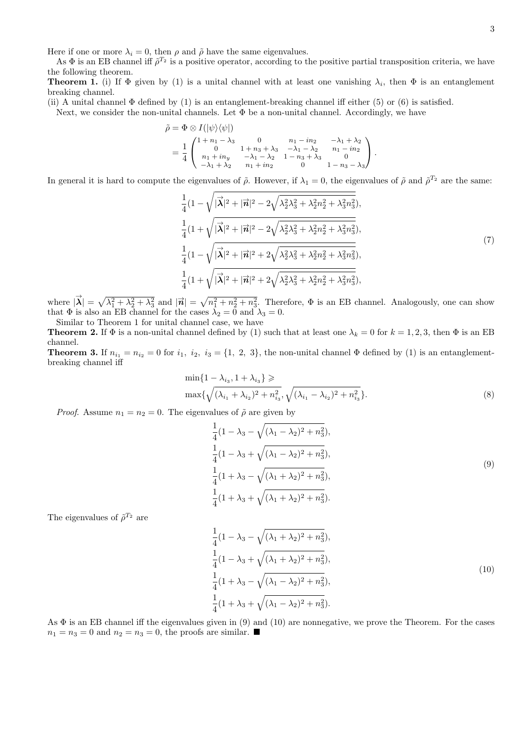Here if one or more $\lambda_i = 0$, then $\rho$ and $\tilde{\rho}$ have the same eigenvalues.

As $\Phi$ is an EB channel iff $\tilde{\rho}^{T_2}$ is a positive operator, according to the positive partial transposition criteria, we have the following theorem.

**Theorem 1.** (i) If $\Phi$ given by (1) is a unital channel with at least one vanishing $\lambda_i$, then $\Phi$ is an entanglement breaking channel.

(ii) A unital channel $\Phi$ defined by (1) is an entanglement-breaking channel iff either (5) or (6) is satisfied.

Next, we consider the non-unital channels. Let $\Phi$ be a non-unital channel. Accordingly, we have

$$
\begin{aligned}
\tilde{\rho} &= \Phi \otimes I(|\psi\rangle\langle\psi|) \\
&= \frac{1}{4}\begin{pmatrix} 1+n_1-\lambda_3 & 0 & n_1-in_2 & -\lambda_1+\lambda_2 \\ 0 & 1+n_3+\lambda_3 & -\lambda_1-\lambda_2 & n_1-in_2 \\ n_1+in_y & -\lambda_1-\lambda_2 & 1-n_3+\lambda_3 & 0 \\ -\lambda_1+\lambda_2 & n_1+in_2 & 0 & 1-n_3-\lambda_3 \end{pmatrix}.
\end{aligned}
$$

In general it is hard to compute the eigenvalues of $\tilde{\rho}$. However, if $\lambda_1 = 0$, the eigenvalues of $\tilde{\rho}$ and $\tilde{\rho}^{T_2}$ are the same:

$$
\begin{aligned}
&\frac{1}{4}\Big(1-\sqrt{|\vec{\boldsymbol{\lambda}}|^2+|\vec{\boldsymbol{n}}|^2-2\sqrt{\lambda_2^2\lambda_3^2+\lambda_2^2n_2^2+\lambda_3^2n_3^2}}\Big),\\
&\frac{1}{4}\Big(1+\sqrt{|\vec{\boldsymbol{\lambda}}|^2+|\vec{\boldsymbol{n}}|^2-2\sqrt{\lambda_2^2\lambda_3^2+\lambda_2^2n_2^2+\lambda_3^2n_3^2}}\Big),\\
&\frac{1}{4}\Big(1-\sqrt{|\vec{\boldsymbol{\lambda}}|^2+|\vec{\boldsymbol{n}}|^2+2\sqrt{\lambda_2^2\lambda_3^2+\lambda_2^2n_2^2+\lambda_3^2n_3^2}}\Big),\\
&\frac{1}{4}\Big(1+\sqrt{|\vec{\boldsymbol{\lambda}}|^2+|\vec{\boldsymbol{n}}|^2+2\sqrt{\lambda_2^2\lambda_3^2+\lambda_2^2n_2^2+\lambda_3^2n_3^2}}\Big),
\end{aligned}
\tag{7}
$$

where $|\vec{\boldsymbol{\lambda}}| = \sqrt{\lambda_1^2+\lambda_2^2+\lambda_3^2}$ and $|\vec{\boldsymbol{n}}| = \sqrt{n_1^2+n_2^2+n_3^2}$. Therefore, $\Phi$ is an EB channel. Analogously, one can show that $\Phi$ is also an EB channel for the cases $\lambda_2 = 0$ and $\lambda_3 = 0$.

Similar to Theorem 1 for unital channel case, we have

**Theorem 2.** If $\Phi$ is a non-unital channel defined by (1) such that at least one $\lambda_k = 0$ for $k = 1, 2, 3$, then $\Phi$ is an EB channel.

**Theorem 3.** If $n_{i_1} = n_{i_2} = 0$ for $i_1,\ i_2,\ i_3 = \{1,\ 2,\ 3\}$, the non-unital channel $\Phi$ defined by (1) is an entanglement-breaking channel iff

$$
\begin{aligned}
&\min\{1-\lambda_{i_3}, 1+\lambda_{i_3}\} \geqslant \\
&\max\{\sqrt{(\lambda_{i_1}+\lambda_{i_2})^2+n_{i_3}^2}, \sqrt{(\lambda_{i_1}-\lambda_{i_2})^2+n_{i_3}^2}\}.
\end{aligned}
\tag{8}
$$

*Proof.* Assume $n_1 = n_2 = 0$. The eigenvalues of $\tilde{\rho}$ are given by

$$
\begin{aligned}
&\frac{1}{4}(1-\lambda_3-\sqrt{(\lambda_1-\lambda_2)^2+n_3^2}),\\
&\frac{1}{4}(1-\lambda_3+\sqrt{(\lambda_1-\lambda_2)^2+n_3^2}),\\
&\frac{1}{4}(1+\lambda_3-\sqrt{(\lambda_1+\lambda_2)^2+n_3^2}),\\
&\frac{1}{4}(1+\lambda_3+\sqrt{(\lambda_1+\lambda_2)^2+n_3^2}).
\end{aligned}
\tag{9}
$$

The eigenvalues of $\tilde{\rho}^{T_2}$ are

$$
\begin{aligned}
&\frac{1}{4}(1-\lambda_3-\sqrt{(\lambda_1+\lambda_2)^2+n_3^2}),\\
&\frac{1}{4}(1-\lambda_3+\sqrt{(\lambda_1+\lambda_2)^2+n_3^2}),\\
&\frac{1}{4}(1+\lambda_3-\sqrt{(\lambda_1-\lambda_2)^2+n_3^2}),\\
&\frac{1}{4}(1+\lambda_3+\sqrt{(\lambda_1-\lambda_2)^2+n_3^2}).
\end{aligned}
\tag{10}
$$

As $\Phi$ is an EB channel iff the eigenvalues given in (9) and (10) are nonnegative, we prove the Theorem. For the cases $n_1 = n_3 = 0$ and $n_2 = n_3 = 0$, the proofs are similar. ■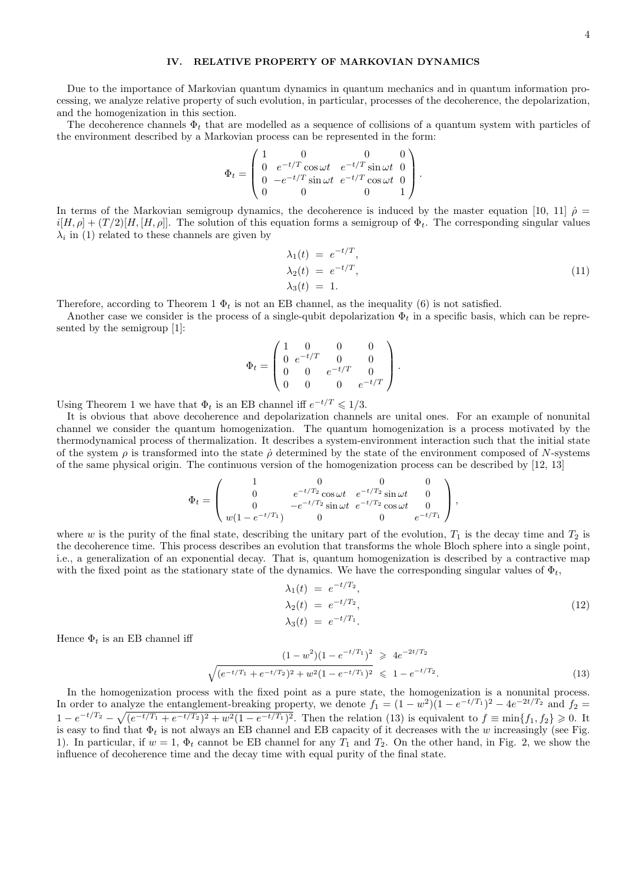## IV. RELATIVE PROPERTY OF MARKOVIAN DYNAMICS

Due to the importance of Markovian quantum dynamics in quantum mechanics and in quantum information processing, we analyze relative property of such evolution, in particular, processes of the decoherence, the depolarization, and the homogenization in this section.

The decoherence channels $\Phi_t$ that are modelled as a sequence of collisions of a quantum system with particles of the environment described by a Markovian process can be represented in the form:

$$\Phi_t = \begin{pmatrix} 1 & 0 & 0 & 0 \\ 0 & e^{-t/T}\cos\omega t & e^{-t/T}\sin\omega t & 0 \\ 0 & -e^{-t/T}\sin\omega t & e^{-t/T}\cos\omega t & 0 \\ 0 & 0 & 0 & 1 \end{pmatrix}.$$

In terms of the Markovian semigroup dynamics, the decoherence is induced by the master equation [10, 11] $\dot{\rho} = i[H,\rho] + (T/2)[H,[H,\rho]]$. The solution of this equation forms a semigroup of $\Phi_t$. The corresponding singular values $\lambda_i$ in (1) related to these channels are given by

$$\begin{aligned} \lambda_1(t) &= e^{-t/T}, \\ \lambda_2(t) &= e^{-t/T}, \\ \lambda_3(t) &= 1. \end{aligned} \tag{11}$$

Therefore, according to Theorem 1 $\Phi_t$ is not an EB channel, as the inequality (6) is not satisfied.

Another case we consider is the process of a single-qubit depolarization $\Phi_t$ in a specific basis, which can be represented by the semigroup [1]:

$$\Phi_t = \begin{pmatrix} 1 & 0 & 0 & 0 \\ 0 & e^{-t/T} & 0 & 0 \\ 0 & 0 & e^{-t/T} & 0 \\ 0 & 0 & 0 & e^{-t/T} \end{pmatrix}.$$

Using Theorem 1 we have that $\Phi_t$ is an EB channel iff $e^{-t/T} \leqslant 1/3$.

It is obvious that above decoherence and depolarization channels are unital ones. For an example of nonunital channel we consider the quantum homogenization. The quantum homogenization is a process motivated by the thermodynamical process of thermalization. It describes a system-environment interaction such that the initial state of the system $\rho$ is transformed into the state $\dot{\rho}$ determined by the state of the environment composed of $N$-systems of the same physical origin. The continuous version of the homogenization process can be described by [12, 13]

$$\Phi_t = \begin{pmatrix} 1 & 0 & 0 & 0 \\ 0 & e^{-t/T_2}\cos\omega t & e^{-t/T_2}\sin\omega t & 0 \\ 0 & -e^{-t/T_2}\sin\omega t & e^{-t/T_2}\cos\omega t & 0 \\ w(1-e^{-t/T_1}) & 0 & 0 & e^{-t/T_1} \end{pmatrix},$$

where $w$ is the purity of the final state, describing the unitary part of the evolution, $T_1$ is the decay time and $T_2$ is the decoherence time. This process describes an evolution that transforms the whole Bloch sphere into a single point, i.e., a generalization of an exponential decay. That is, quantum homogenization is described by a contractive map with the fixed point as the stationary state of the dynamics. We have the corresponding singular values of $\Phi_t$,

$$\begin{aligned} \lambda_1(t) &= e^{-t/T_2}, \\ \lambda_2(t) &= e^{-t/T_2}, \\ \lambda_3(t) &= e^{-t/T_1}. \end{aligned} \tag{12}$$

Hence $\Phi_t$ is an EB channel iff

$$\begin{aligned} (1-w^2)(1-e^{-t/T_1})^2 &\geqslant 4e^{-2t/T_2} \\ \sqrt{(e^{-t/T_1}+e^{-t/T_2})^2 + w^2(1-e^{-t/T_1})^2} &\leqslant 1-e^{-t/T_2}. \end{aligned} \tag{13}$$

In the homogenization process with the fixed point as a pure state, the homogenization is a nonunital process. In order to analyze the entanglement-breaking property, we denote $f_1 = (1-w^2)(1-e^{-t/T_1})^2 - 4e^{-2t/T_2}$ and $f_2 = 1-e^{-t/T_2} - \sqrt{(e^{-t/T_1}+e^{-t/T_2})^2 + w^2(1-e^{-t/T_1})^2}$. Then the relation (13) is equivalent to $f \equiv \min\{f_1, f_2\} \geqslant 0$. It is easy to find that $\Phi_t$ is not always an EB channel and EB capacity of it decreases with the $w$ increasingly (see Fig. 1). In particular, if $w = 1$, $\Phi_t$ cannot be EB channel for any $T_1$ and $T_2$. On the other hand, in Fig. 2, we show the influence of decoherence time and the decay time with equal purity of the final state.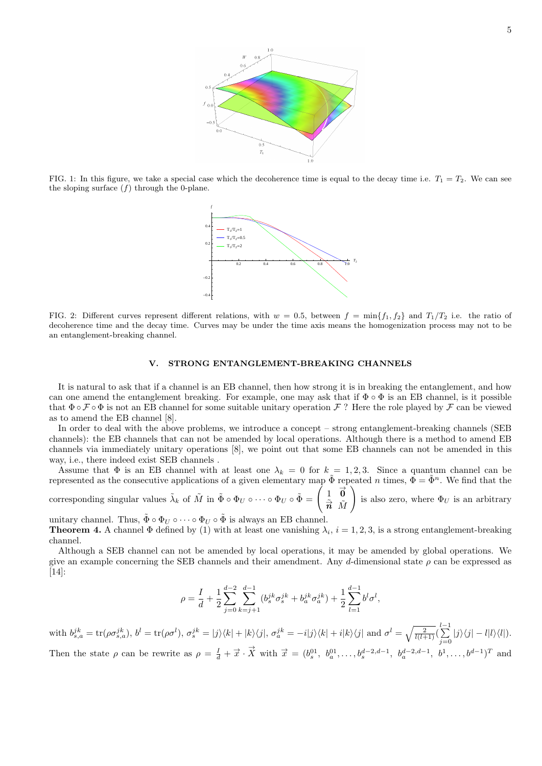FIG. 1: In this figure, we take a special case which the decoherence time is equal to the decay time i.e. $T_1 = T_2$. We can see the sloping surface ($f$) through the 0-plane.

FIG. 2: Different curves represent different relations, with $w = 0.5$, between $f = \min\{f_1, f_2\}$ and $T_1/T_2$ i.e. the ratio of decoherence time and the decay time. Curves may be under the time axis means the homogenization process may not to be an entanglement-breaking channel.

## V. STRONG ENTANGLEMENT-BREAKING CHANNELS

It is natural to ask that if a channel is an EB channel, then how strong it is in breaking the entanglement, and how can one amend the entanglement breaking. For example, one may ask that if $\Phi \circ \Phi$ is an EB channel, is it possible that $\Phi \circ \mathcal{F} \circ \Phi$ is not an EB channel for some suitable unitary operation $\mathcal{F}$ ? Here the role played by $\mathcal{F}$ can be viewed as to amend the EB channel [8].

In order to deal with the above problems, we introduce a concept – strong entanglement-breaking channels (SEB channels): the EB channels that can not be amended by local operations. Although there is a method to amend EB channels via immediately unitary operations [8], we point out that some EB channels can not be amended in this way, i.e., there indeed exist SEB channels .

Assume that $\Phi$ is an EB channel with at least one $\lambda_k = 0$ for $k = 1, 2, 3$. Since a quantum channel can be represented as the consecutive applications of a given elementary map $\tilde{\Phi}$ repeated $n$ times, $\Phi = \tilde{\Phi}^n$. We find that the corresponding singular values $\tilde{\lambda}_k$ of $\tilde{M}$ in $\tilde{\Phi} \circ \Phi_U \circ \cdots \circ \Phi_U \circ \tilde{\Phi} = \begin{pmatrix} 1 & \vec{\mathbf{0}} \\ \tilde{\vec{\boldsymbol{n}}} & \tilde{M} \end{pmatrix}$ is also zero, where $\Phi_U$ is an arbitrary unitary channel. Thus, $\tilde{\Phi} \circ \Phi_U \circ \cdots \circ \Phi_U \circ \tilde{\Phi}$ is always an EB channel.

**Theorem 4.** A channel $\Phi$ defined by (1) with at least one vanishing $\lambda_i$, $i = 1, 2, 3$, is a strong entanglement-breaking channel.

Although a SEB channel can not be amended by local operations, it may be amended by global operations. We give an example concerning the SEB channels and their amendment. Any $d$-dimensional state $\rho$ can be expressed as [14]:

$$\rho = \frac{I}{d} + \frac{1}{2}\sum_{j=0}^{d-2}\sum_{k=j+1}^{d-1}(b_s^{jk}\sigma_s^{jk} + b_a^{jk}\sigma_a^{jk}) + \frac{1}{2}\sum_{l=1}^{d-1} b^l \sigma^l,$$

with $b_{s,a}^{jk} = \mathrm{tr}(\rho\sigma_{s,a}^{jk})$, $b^l = \mathrm{tr}(\rho\sigma^l)$, $\sigma_s^{jk} = |j\rangle\langle k| + |k\rangle\langle j|$, $\sigma_a^{jk} = -i|j\rangle\langle k| + i|k\rangle\langle j|$ and $\sigma^l = \sqrt{\frac{2}{l(l+1)}}(\sum_{j=0}^{l-1}|j\rangle\langle j| - l|l\rangle\langle l|)$. Then the state $\rho$ can be rewrite as $\rho = \frac{I}{d} + \vec{x} \cdot \vec{X}$ with $\vec{x} = (b_s^{01},\ b_a^{01}, \ldots, b_s^{d-2,d-1},\ b_a^{d-2,d-1},\ b^1, \ldots, b^{d-1})^T$ and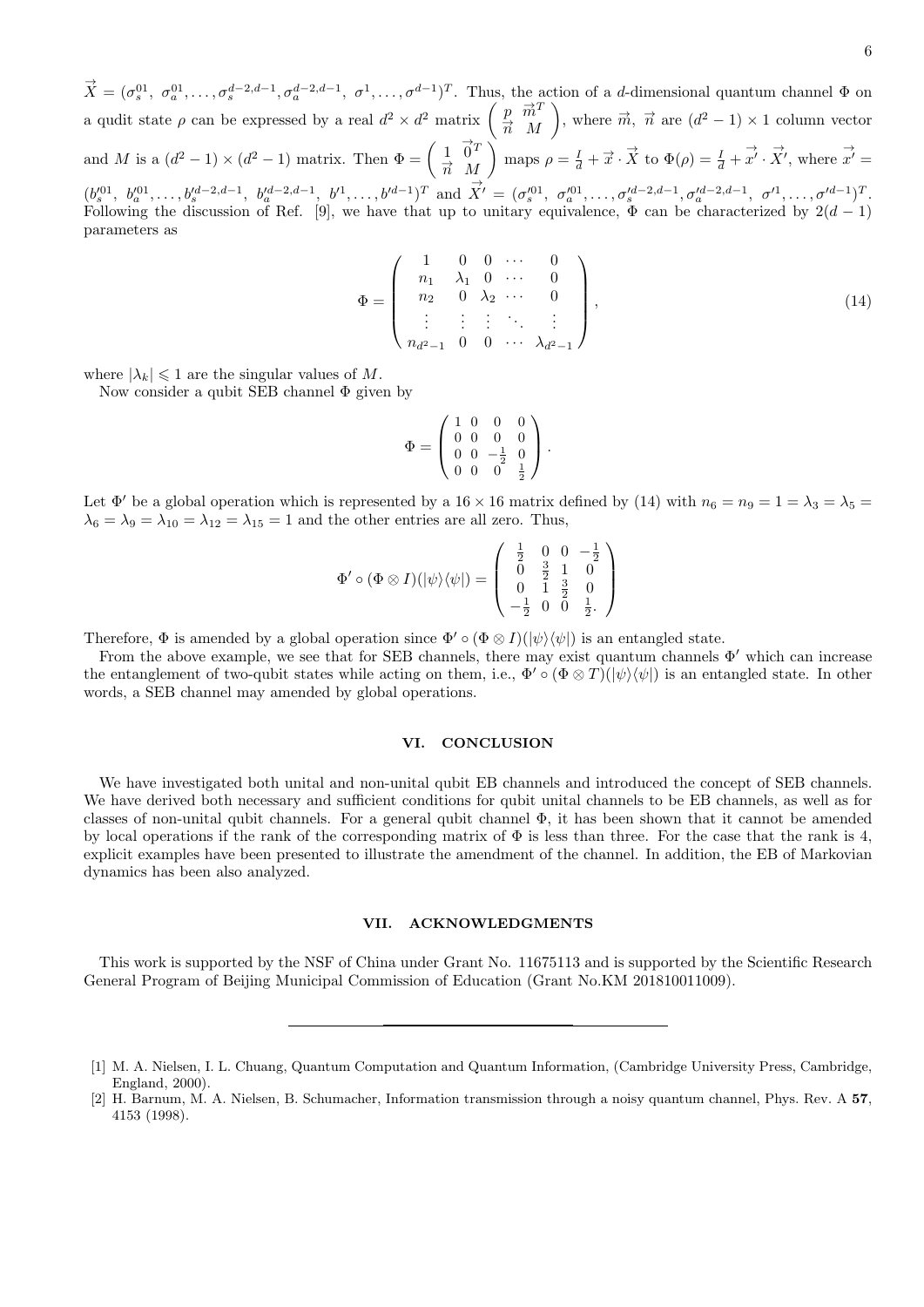$\overrightarrow{X} = (\sigma_s^{01},\ \sigma_a^{01}, \ldots, \sigma_s^{d-2,d-1}, \sigma_a^{d-2,d-1},\ \sigma^1, \ldots, \sigma^{d-1})^T$. Thus, the action of a $d$-dimensional quantum channel $\Phi$ on a qudit state $\rho$ can be expressed by a real $d^2 \times d^2$ matrix $\begin{pmatrix} p & \overrightarrow{m}^T \\ \overrightarrow{n} & M \end{pmatrix}$, where $\overrightarrow{m},\ \overrightarrow{n}$ are $(d^2-1)\times 1$ column vector and $M$ is a $(d^2-1)\times(d^2-1)$ matrix. Then $\Phi = \begin{pmatrix} 1 & \overrightarrow{0}^T \\ \overrightarrow{n} & M \end{pmatrix}$ maps $\rho = \frac{I}{d} + \overrightarrow{x} \cdot \overrightarrow{X}$ to $\Phi(\rho) = \frac{I}{d} + \overrightarrow{x'} \cdot \overrightarrow{X'}$, where $\overrightarrow{x'} = (b_s'^{01},\ b_a'^{01}, \ldots, b_s'^{d-2,d-1},\ b_a'^{d-2,d-1},\ b'^1, \ldots, b'^{d-1})^T$ and $\overrightarrow{X'} = (\sigma_s'^{01},\ \sigma_a'^{01}, \ldots, \sigma_s'^{d-2,d-1}, \sigma_a'^{d-2,d-1},\ \sigma'^1, \ldots, \sigma'^{d-1})^T$. Following the discussion of Ref. [9], we have that up to unitary equivalence, $\Phi$ can be characterized by $2(d-1)$ parameters as

$$
\Phi = \begin{pmatrix}
1 & 0 & 0 & \cdots & 0 \\
n_1 & \lambda_1 & 0 & \cdots & 0 \\
n_2 & 0 & \lambda_2 & \cdots & 0 \\
\vdots & \vdots & \vdots & \ddots & \vdots \\
n_{d^2-1} & 0 & 0 & \cdots & \lambda_{d^2-1}
\end{pmatrix}, \tag{14}
$$

where $|\lambda_k| \leqslant 1$ are the singular values of $M$.

Now consider a qubit SEB channel $\Phi$ given by

$$
\Phi = \begin{pmatrix}
1 & 0 & 0 & 0 \\
0 & 0 & 0 & 0 \\
0 & 0 & -\frac{1}{2} & 0 \\
0 & 0 & 0 & \frac{1}{2}
\end{pmatrix}.
$$

Let $\Phi'$ be a global operation which is represented by a $16 \times 16$ matrix defined by (14) with $n_6 = n_9 = 1 = \lambda_3 = \lambda_5 = \lambda_6 = \lambda_9 = \lambda_{10} = \lambda_{12} = \lambda_{15} = 1$ and the other entries are all zero. Thus,

$$
\Phi' \circ (\Phi \otimes I)(|\psi\rangle\langle\psi|) = \begin{pmatrix}
\frac{1}{2} & 0 & 0 & -\frac{1}{2} \\
0 & \frac{3}{2} & 1 & 0 \\
0 & 1 & \frac{3}{2} & 0 \\
-\frac{1}{2} & 0 & 0 & \frac{1}{2}.
\end{pmatrix}
$$

Therefore, $\Phi$ is amended by a global operation since $\Phi' \circ (\Phi \otimes I)(|\psi\rangle\langle\psi|)$ is an entangled state.

From the above example, we see that for SEB channels, there may exist quantum channels $\Phi'$ which can increase the entanglement of two-qubit states while acting on them, i.e., $\Phi' \circ (\Phi \otimes T)(|\psi\rangle\langle\psi|)$ is an entangled state. In other words, a SEB channel may amended by global operations.

## VI. CONCLUSION

We have investigated both unital and non-unital qubit EB channels and introduced the concept of SEB channels. We have derived both necessary and sufficient conditions for qubit unital channels to be EB channels, as well as for classes of non-unital qubit channels. For a general qubit channel $\Phi$, it has been shown that it cannot be amended by local operations if the rank of the corresponding matrix of $\Phi$ is less than three. For the case that the rank is 4, explicit examples have been presented to illustrate the amendment of the channel. In addition, the EB of Markovian dynamics has been also analyzed.

## VII. ACKNOWLEDGMENTS

This work is supported by the NSF of China under Grant No. 11675113 and is supported by the Scientific Research General Program of Beijing Municipal Commission of Education (Grant No.KM 201810011009).

---

[1] M. A. Nielsen, I. L. Chuang, Quantum Computation and Quantum Information, (Cambridge University Press, Cambridge, England, 2000).

[2] H. Barnum, M. A. Nielsen, B. Schumacher, Information transmission through a noisy quantum channel, Phys. Rev. A **57**, 4153 (1998).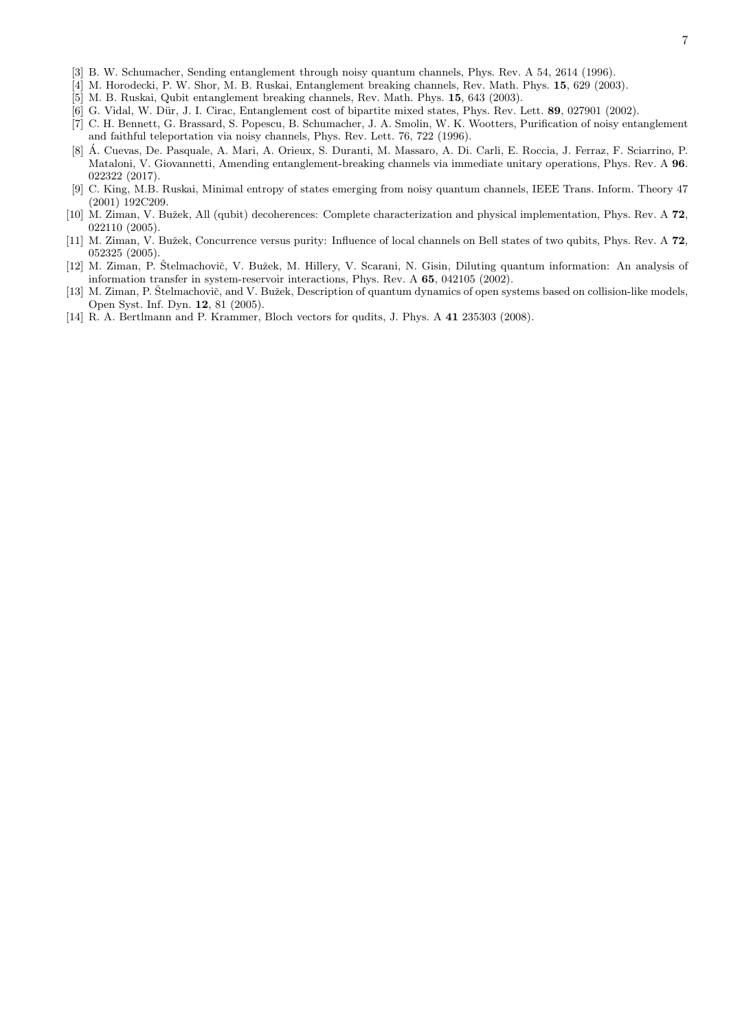[3] B. W. Schumacher, Sending entanglement through noisy quantum channels, Phys. Rev. A 54, 2614 (1996).

[4] M. Horodecki, P. W. Shor, M. B. Ruskai, Entanglement breaking channels, Rev. Math. Phys. **15**, 629 (2003).

[5] M. B. Ruskai, Qubit entanglement breaking channels, Rev. Math. Phys. **15**, 643 (2003).

[6] G. Vidal, W. Dür, J. I. Cirac, Entanglement cost of bipartite mixed states, Phys. Rev. Lett. **89**, 027901 (2002).

[7] C. H. Bennett, G. Brassard, S. Popescu, B. Schumacher, J. A. Smolin, W. K. Wootters, Purification of noisy entanglement and faithful teleportation via noisy channels, Phys. Rev. Lett. 76, 722 (1996).

[8] Á. Cuevas, De. Pasquale, A. Mari, A. Orieux, S. Duranti, M. Massaro, A. Di. Carli, E. Roccia, J. Ferraz, F. Sciarrino, P. Mataloni, V. Giovannetti, Amending entanglement-breaking channels via immediate unitary operations, Phys. Rev. A **96**. 022322 (2017).

[9] C. King, M.B. Ruskai, Minimal entropy of states emerging from noisy quantum channels, IEEE Trans. Inform. Theory 47 (2001) 192C209.

[10] M. Ziman, V. Bužek, All (qubit) decoherences: Complete characterization and physical implementation, Phys. Rev. A **72**, 022110 (2005).

[11] M. Ziman, V. Bužek, Concurrence versus purity: Influence of local channels on Bell states of two qubits, Phys. Rev. A **72**, 052325 (2005).

[12] M. Ziman, P. Štelmachovič, V. Bužek, M. Hillery, V. Scarani, N. Gisin, Diluting quantum information: An analysis of information transfer in system-reservoir interactions, Phys. Rev. A **65**, 042105 (2002).

[13] M. Ziman, P. Štelmachovič, and V. Bužek, Description of quantum dynamics of open systems based on collision-like models, Open Syst. Inf. Dyn. **12**, 81 (2005).

[14] R. A. Bertlmann and P. Krammer, Bloch vectors for qudits, J. Phys. A **41** 235303 (2008).